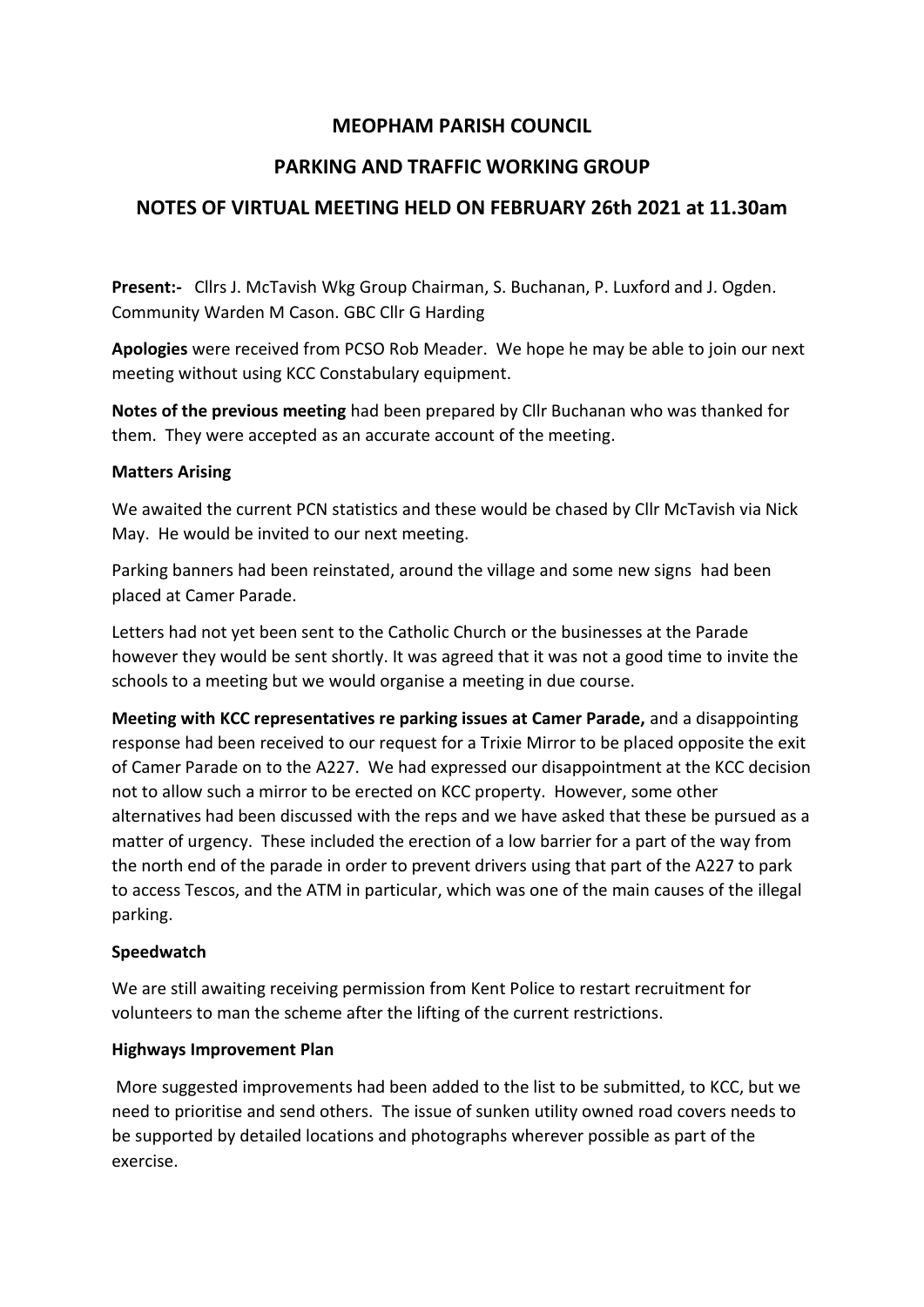# MEOPHAM PARISH COUNCIL

## PARKING AND TRAFFIC WORKING GROUP

## NOTES OF VIRTUAL MEETING HELD ON FEBRUARY 26th 2021 at 11.30am

**Present:-** Cllrs J. McTavish Wkg Group Chairman, S. Buchanan, P. Luxford and J. Ogden. Community Warden M Cason. GBC Cllr G Harding

**Apologies** were received from PCSO Rob Meader. We hope he may be able to join our next meeting without using KCC Constabulary equipment.

**Notes of the previous meeting** had been prepared by Cllr Buchanan who was thanked for them. They were accepted as an accurate account of the meeting.

**Matters Arising**

We awaited the current PCN statistics and these would be chased by Cllr McTavish via Nick May. He would be invited to our next meeting.

Parking banners had been reinstated, around the village and some new signs had been placed at Camer Parade.

Letters had not yet been sent to the Catholic Church or the businesses at the Parade however they would be sent shortly. It was agreed that it was not a good time to invite the schools to a meeting but we would organise a meeting in due course.

**Meeting with KCC representatives re parking issues at Camer Parade,** and a disappointing response had been received to our request for a Trixie Mirror to be placed opposite the exit of Camer Parade on to the A227. We had expressed our disappointment at the KCC decision not to allow such a mirror to be erected on KCC property. However, some other alternatives had been discussed with the reps and we have asked that these be pursued as a matter of urgency. These included the erection of a low barrier for a part of the way from the north end of the parade in order to prevent drivers using that part of the A227 to park to access Tescos, and the ATM in particular, which was one of the main causes of the illegal parking.

**Speedwatch**

We are still awaiting receiving permission from Kent Police to restart recruitment for volunteers to man the scheme after the lifting of the current restrictions.

**Highways Improvement Plan**

More suggested improvements had been added to the list to be submitted, to KCC, but we need to prioritise and send others. The issue of sunken utility owned road covers needs to be supported by detailed locations and photographs wherever possible as part of the exercise.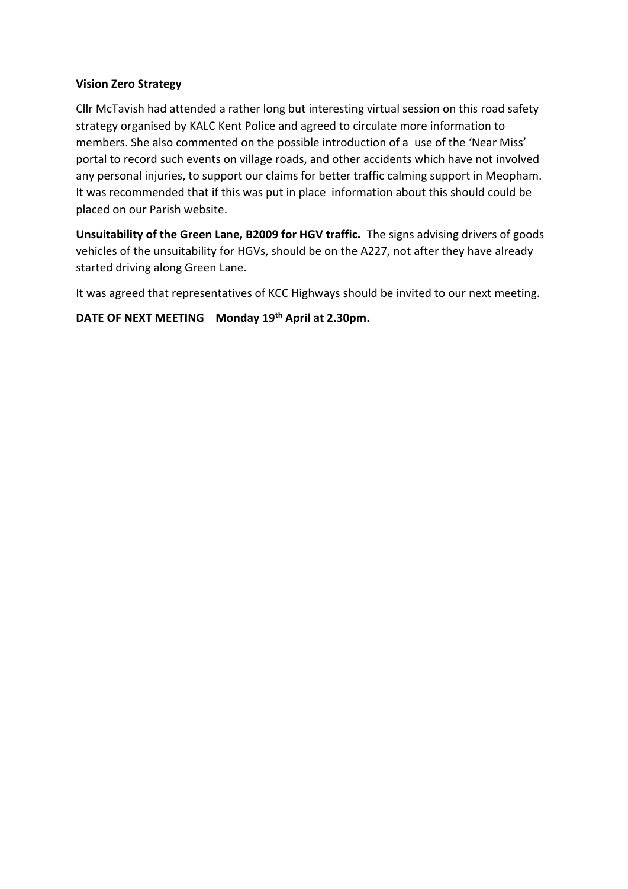**Vision Zero Strategy**

Cllr McTavish had attended a rather long but interesting virtual session on this road safety strategy organised by KALC Kent Police and agreed to circulate more information to members. She also commented on the possible introduction of a use of the 'Near Miss' portal to record such events on village roads, and other accidents which have not involved any personal injuries, to support our claims for better traffic calming support in Meopham. It was recommended that if this was put in place information about this should could be placed on our Parish website.

**Unsuitability of the Green Lane, B2009 for HGV traffic.** The signs advising drivers of goods vehicles of the unsuitability for HGVs, should be on the A227, not after they have already started driving along Green Lane.

It was agreed that representatives of KCC Highways should be invited to our next meeting.

**DATE OF NEXT MEETING Monday 19th April at 2.30pm.**